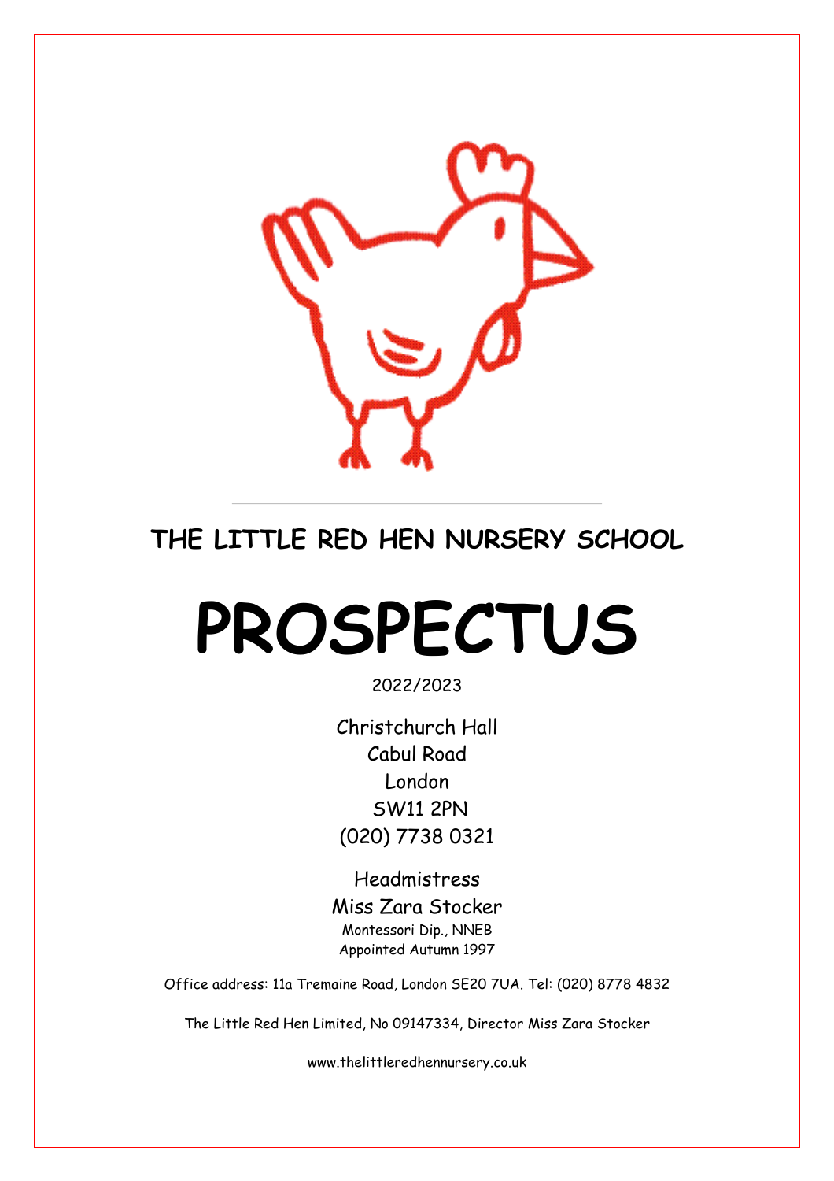# THE LITTLE RED HEN NURSERY SCHOOL

# PROSPECTUS

2022/2023

Christchurch Hall
Cabul Road
London
SW11 2PN
(020) 7738 0321

Headmistress
Miss Zara Stocker
Montessori Dip., NNEB
Appointed Autumn 1997

Office address: 11a Tremaine Road, London SE20 7UA. Tel: (020) 8778 4832

The Little Red Hen Limited, No 09147334, Director Miss Zara Stocker

www.thelittleredhennursery.co.uk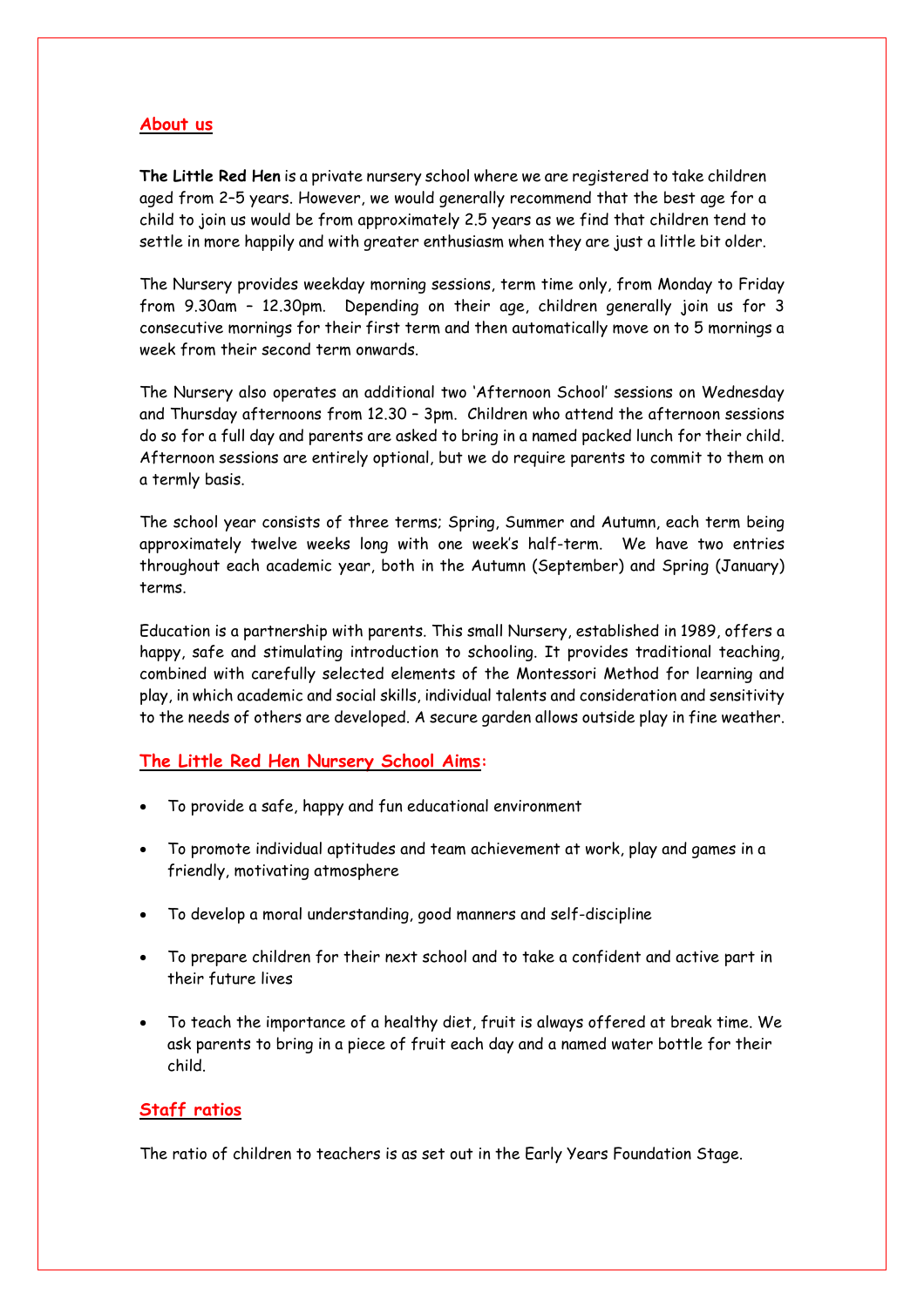## About us

**The Little Red Hen** is a private nursery school where we are registered to take children aged from 2–5 years. However, we would generally recommend that the best age for a child to join us would be from approximately 2.5 years as we find that children tend to settle in more happily and with greater enthusiasm when they are just a little bit older.

The Nursery provides weekday morning sessions, term time only, from Monday to Friday from 9.30am – 12.30pm. Depending on their age, children generally join us for 3 consecutive mornings for their first term and then automatically move on to 5 mornings a week from their second term onwards.

The Nursery also operates an additional two 'Afternoon School' sessions on Wednesday and Thursday afternoons from 12.30 – 3pm. Children who attend the afternoon sessions do so for a full day and parents are asked to bring in a named packed lunch for their child. Afternoon sessions are entirely optional, but we do require parents to commit to them on a termly basis.

The school year consists of three terms; Spring, Summer and Autumn, each term being approximately twelve weeks long with one week's half-term. We have two entries throughout each academic year, both in the Autumn (September) and Spring (January) terms.

Education is a partnership with parents. This small Nursery, established in 1989, offers a happy, safe and stimulating introduction to schooling. It provides traditional teaching, combined with carefully selected elements of the Montessori Method for learning and play, in which academic and social skills, individual talents and consideration and sensitivity to the needs of others are developed. A secure garden allows outside play in fine weather.

## The Little Red Hen Nursery School Aims:

- To provide a safe, happy and fun educational environment
- To promote individual aptitudes and team achievement at work, play and games in a friendly, motivating atmosphere
- To develop a moral understanding, good manners and self-discipline
- To prepare children for their next school and to take a confident and active part in their future lives
- To teach the importance of a healthy diet, fruit is always offered at break time. We ask parents to bring in a piece of fruit each day and a named water bottle for their child.

## Staff ratios

The ratio of children to teachers is as set out in the Early Years Foundation Stage.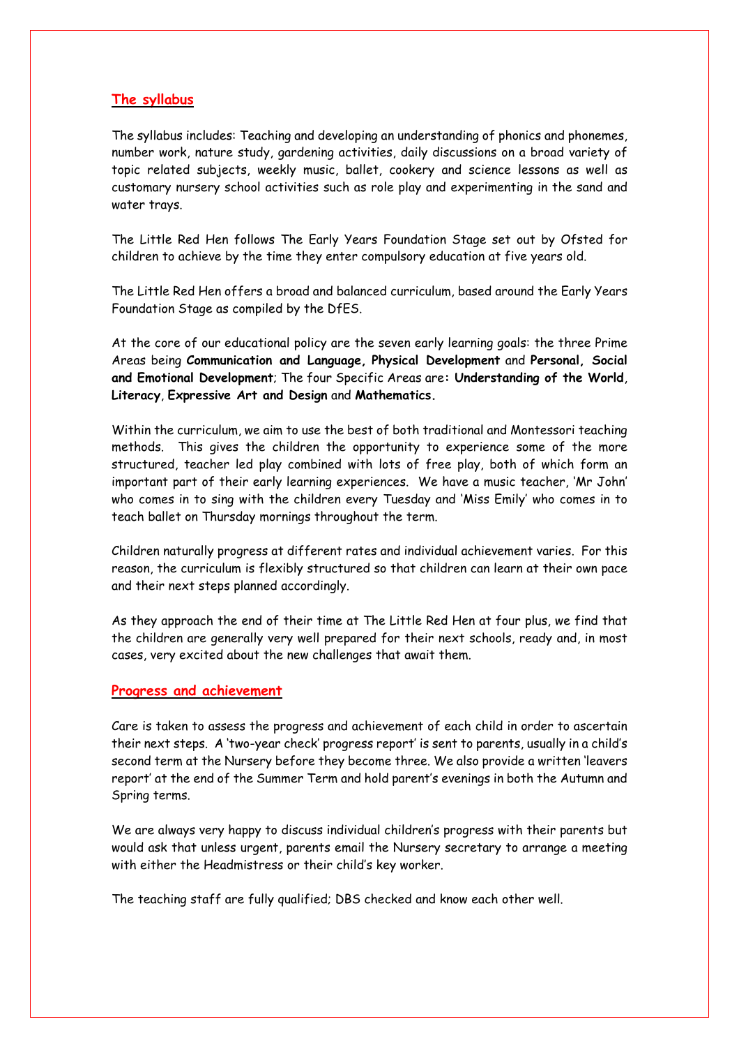## The syllabus

The syllabus includes: Teaching and developing an understanding of phonics and phonemes, number work, nature study, gardening activities, daily discussions on a broad variety of topic related subjects, weekly music, ballet, cookery and science lessons as well as customary nursery school activities such as role play and experimenting in the sand and water trays.

The Little Red Hen follows The Early Years Foundation Stage set out by Ofsted for children to achieve by the time they enter compulsory education at five years old.

The Little Red Hen offers a broad and balanced curriculum, based around the Early Years Foundation Stage as compiled by the DfES.

At the core of our educational policy are the seven early learning goals: the three Prime Areas being **Communication and Language, Physical Development** and **Personal, Social and Emotional Development**; The four Specific Areas are**: Understanding of the World**, **Literacy**, **Expressive Art and Design** and **Mathematics.**

Within the curriculum, we aim to use the best of both traditional and Montessori teaching methods. This gives the children the opportunity to experience some of the more structured, teacher led play combined with lots of free play, both of which form an important part of their early learning experiences. We have a music teacher, 'Mr John' who comes in to sing with the children every Tuesday and 'Miss Emily' who comes in to teach ballet on Thursday mornings throughout the term.

Children naturally progress at different rates and individual achievement varies. For this reason, the curriculum is flexibly structured so that children can learn at their own pace and their next steps planned accordingly.

As they approach the end of their time at The Little Red Hen at four plus, we find that the children are generally very well prepared for their next schools, ready and, in most cases, very excited about the new challenges that await them.

## Progress and achievement

Care is taken to assess the progress and achievement of each child in order to ascertain their next steps. A 'two-year check' progress report' is sent to parents, usually in a child's second term at the Nursery before they become three. We also provide a written 'leavers report' at the end of the Summer Term and hold parent's evenings in both the Autumn and Spring terms.

We are always very happy to discuss individual children's progress with their parents but would ask that unless urgent, parents email the Nursery secretary to arrange a meeting with either the Headmistress or their child's key worker.

The teaching staff are fully qualified; DBS checked and know each other well.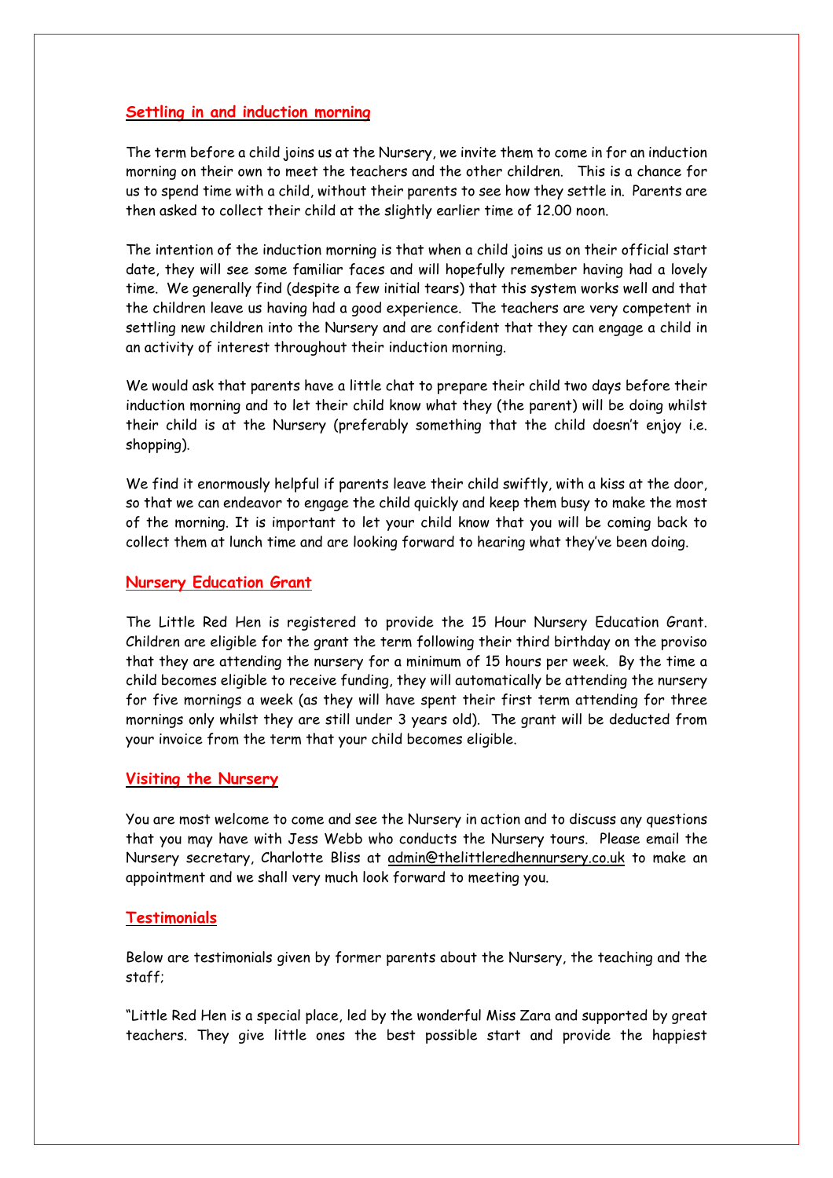## Settling in and induction morning

The term before a child joins us at the Nursery, we invite them to come in for an induction morning on their own to meet the teachers and the other children. This is a chance for us to spend time with a child, without their parents to see how they settle in. Parents are then asked to collect their child at the slightly earlier time of 12.00 noon.

The intention of the induction morning is that when a child joins us on their official start date, they will see some familiar faces and will hopefully remember having had a lovely time. We generally find (despite a few initial tears) that this system works well and that the children leave us having had a good experience. The teachers are very competent in settling new children into the Nursery and are confident that they can engage a child in an activity of interest throughout their induction morning.

We would ask that parents have a little chat to prepare their child two days before their induction morning and to let their child know what they (the parent) will be doing whilst their child is at the Nursery (preferably something that the child doesn't enjoy i.e. shopping).

We find it enormously helpful if parents leave their child swiftly, with a kiss at the door, so that we can endeavor to engage the child quickly and keep them busy to make the most of the morning. It is important to let your child know that you will be coming back to collect them at lunch time and are looking forward to hearing what they've been doing.

## Nursery Education Grant

The Little Red Hen is registered to provide the 15 Hour Nursery Education Grant. Children are eligible for the grant the term following their third birthday on the proviso that they are attending the nursery for a minimum of 15 hours per week. By the time a child becomes eligible to receive funding, they will automatically be attending the nursery for five mornings a week (as they will have spent their first term attending for three mornings only whilst they are still under 3 years old). The grant will be deducted from your invoice from the term that your child becomes eligible.

## Visiting the Nursery

You are most welcome to come and see the Nursery in action and to discuss any questions that you may have with Jess Webb who conducts the Nursery tours. Please email the Nursery secretary, Charlotte Bliss at admin@thelittleredhennursery.co.uk to make an appointment and we shall very much look forward to meeting you.

## Testimonials

Below are testimonials given by former parents about the Nursery, the teaching and the staff;

"Little Red Hen is a special place, led by the wonderful Miss Zara and supported by great teachers. They give little ones the best possible start and provide the happiest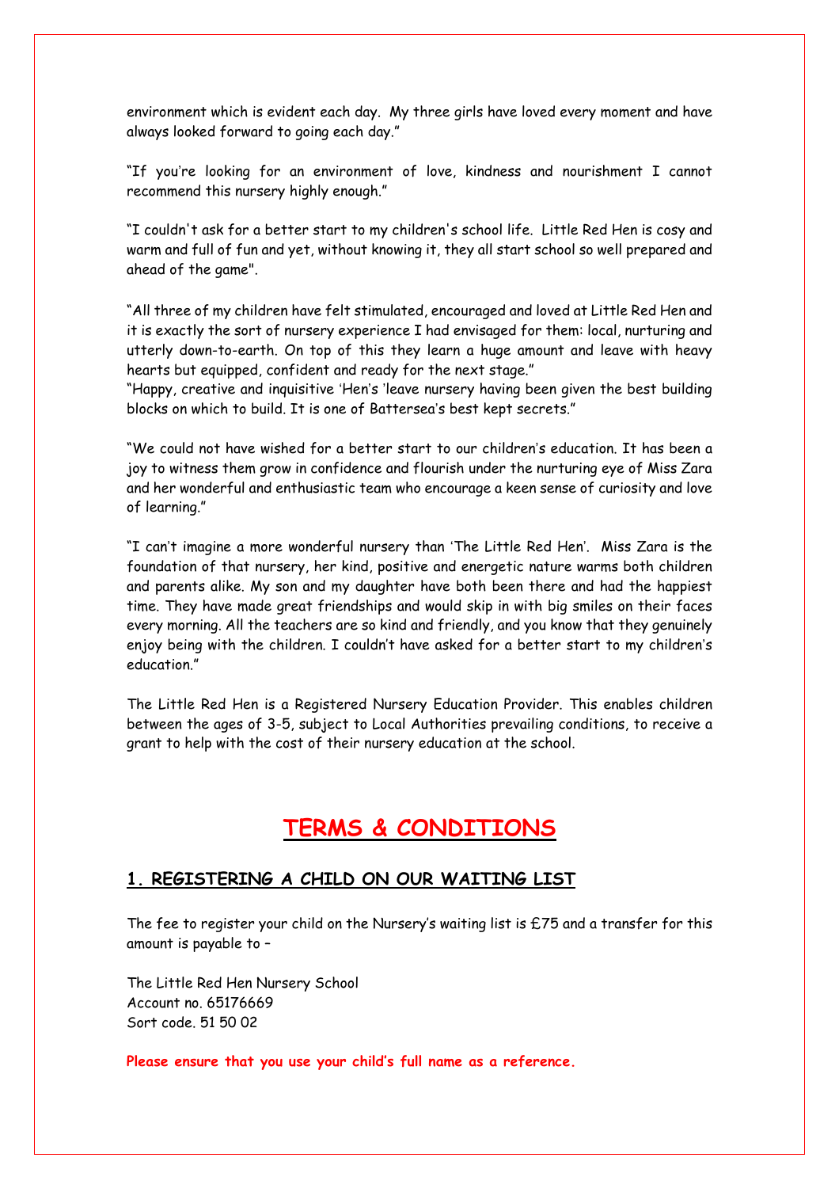environment which is evident each day. My three girls have loved every moment and have always looked forward to going each day."

"If you're looking for an environment of love, kindness and nourishment I cannot recommend this nursery highly enough."

"I couldn't ask for a better start to my children's school life. Little Red Hen is cosy and warm and full of fun and yet, without knowing it, they all start school so well prepared and ahead of the game".

"All three of my children have felt stimulated, encouraged and loved at Little Red Hen and it is exactly the sort of nursery experience I had envisaged for them: local, nurturing and utterly down-to-earth. On top of this they learn a huge amount and leave with heavy hearts but equipped, confident and ready for the next stage."

"Happy, creative and inquisitive 'Hen's 'leave nursery having been given the best building blocks on which to build. It is one of Battersea's best kept secrets."

"We could not have wished for a better start to our children's education. It has been a joy to witness them grow in confidence and flourish under the nurturing eye of Miss Zara and her wonderful and enthusiastic team who encourage a keen sense of curiosity and love of learning."

"I can't imagine a more wonderful nursery than 'The Little Red Hen'. Miss Zara is the foundation of that nursery, her kind, positive and energetic nature warms both children and parents alike. My son and my daughter have both been there and had the happiest time. They have made great friendships and would skip in with big smiles on their faces every morning. All the teachers are so kind and friendly, and you know that they genuinely enjoy being with the children. I couldn't have asked for a better start to my children's education."

The Little Red Hen is a Registered Nursery Education Provider. This enables children between the ages of 3-5, subject to Local Authorities prevailing conditions, to receive a grant to help with the cost of their nursery education at the school.

# TERMS & CONDITIONS

## 1. REGISTERING A CHILD ON OUR WAITING LIST

The fee to register your child on the Nursery's waiting list is £75 and a transfer for this amount is payable to –

The Little Red Hen Nursery School
Account no. 65176669
Sort code. 51 50 02

**Please ensure that you use your child's full name as a reference.**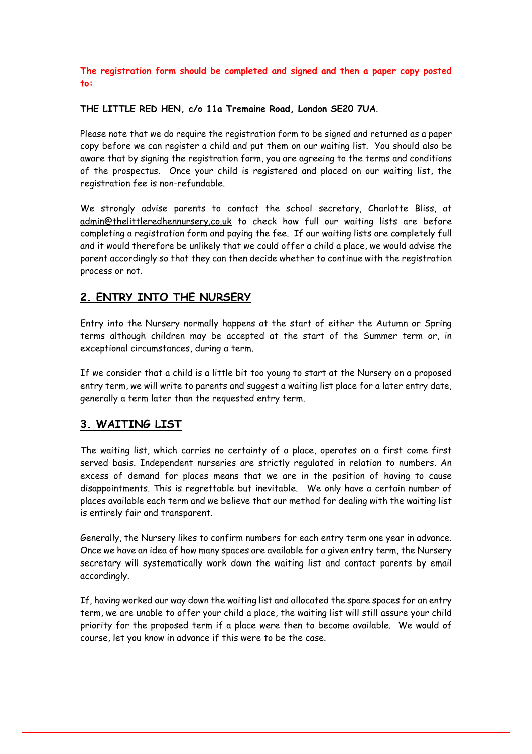**The registration form should be completed and signed and then a paper copy posted to:**

**THE LITTLE RED HEN, c/o 11a Tremaine Road, London SE20 7UA**.

Please note that we do require the registration form to be signed and returned as a paper copy before we can register a child and put them on our waiting list. You should also be aware that by signing the registration form, you are agreeing to the terms and conditions of the prospectus. Once your child is registered and placed on our waiting list, the registration fee is non-refundable.

We strongly advise parents to contact the school secretary, Charlotte Bliss, at admin@thelittleredhennursery.co.uk to check how full our waiting lists are before completing a registration form and paying the fee. If our waiting lists are completely full and it would therefore be unlikely that we could offer a child a place, we would advise the parent accordingly so that they can then decide whether to continue with the registration process or not.

## 2. ENTRY INTO THE NURSERY

Entry into the Nursery normally happens at the start of either the Autumn or Spring terms although children may be accepted at the start of the Summer term or, in exceptional circumstances, during a term.

If we consider that a child is a little bit too young to start at the Nursery on a proposed entry term, we will write to parents and suggest a waiting list place for a later entry date, generally a term later than the requested entry term.

## 3. WAITING LIST

The waiting list, which carries no certainty of a place, operates on a first come first served basis. Independent nurseries are strictly regulated in relation to numbers. An excess of demand for places means that we are in the position of having to cause disappointments. This is regrettable but inevitable. We only have a certain number of places available each term and we believe that our method for dealing with the waiting list is entirely fair and transparent.

Generally, the Nursery likes to confirm numbers for each entry term one year in advance. Once we have an idea of how many spaces are available for a given entry term, the Nursery secretary will systematically work down the waiting list and contact parents by email accordingly.

If, having worked our way down the waiting list and allocated the spare spaces for an entry term, we are unable to offer your child a place, the waiting list will still assure your child priority for the proposed term if a place were then to become available. We would of course, let you know in advance if this were to be the case.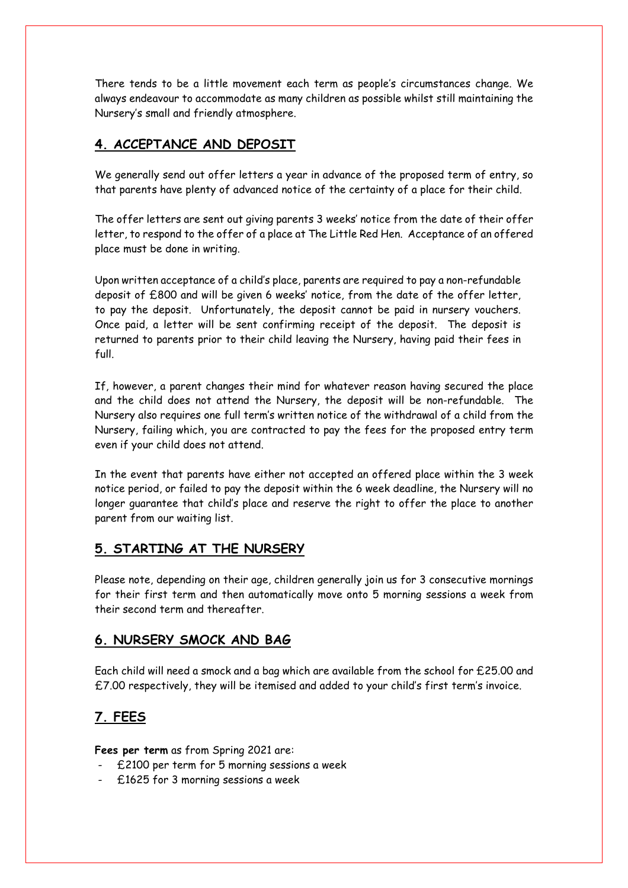There tends to be a little movement each term as people's circumstances change. We always endeavour to accommodate as many children as possible whilst still maintaining the Nursery's small and friendly atmosphere.

## 4. ACCEPTANCE AND DEPOSIT

We generally send out offer letters a year in advance of the proposed term of entry, so that parents have plenty of advanced notice of the certainty of a place for their child.

The offer letters are sent out giving parents 3 weeks' notice from the date of their offer letter, to respond to the offer of a place at The Little Red Hen. Acceptance of an offered place must be done in writing.

Upon written acceptance of a child's place, parents are required to pay a non-refundable deposit of £800 and will be given 6 weeks' notice, from the date of the offer letter, to pay the deposit. Unfortunately, the deposit cannot be paid in nursery vouchers. Once paid, a letter will be sent confirming receipt of the deposit. The deposit is returned to parents prior to their child leaving the Nursery, having paid their fees in full.

If, however, a parent changes their mind for whatever reason having secured the place and the child does not attend the Nursery, the deposit will be non-refundable. The Nursery also requires one full term's written notice of the withdrawal of a child from the Nursery, failing which, you are contracted to pay the fees for the proposed entry term even if your child does not attend.

In the event that parents have either not accepted an offered place within the 3 week notice period, or failed to pay the deposit within the 6 week deadline, the Nursery will no longer guarantee that child's place and reserve the right to offer the place to another parent from our waiting list.

## 5. STARTING AT THE NURSERY

Please note, depending on their age, children generally join us for 3 consecutive mornings for their first term and then automatically move onto 5 morning sessions a week from their second term and thereafter.

## 6. NURSERY SMOCK AND BAG

Each child will need a smock and a bag which are available from the school for £25.00 and £7.00 respectively, they will be itemised and added to your child's first term's invoice.

## 7. FEES

**Fees per term** as from Spring 2021 are:

- £2100 per term for 5 morning sessions a week
- £1625 for 3 morning sessions a week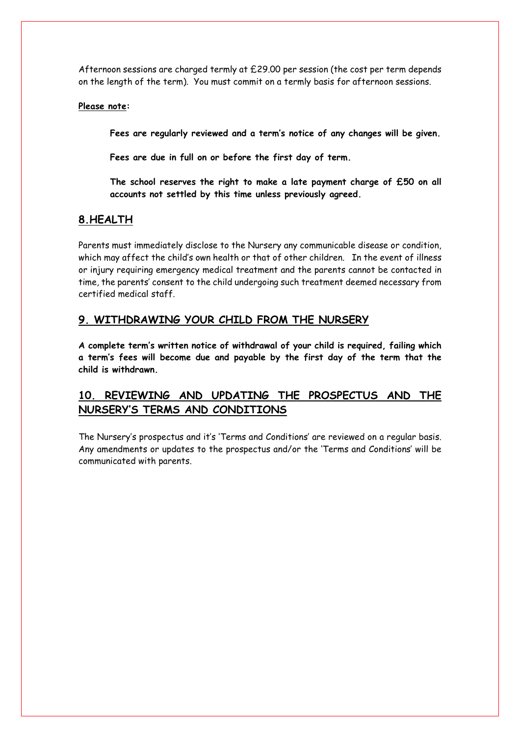Afternoon sessions are charged termly at £29.00 per session (the cost per term depends on the length of the term). You must commit on a termly basis for afternoon sessions.

**Please note:**

**Fees are regularly reviewed and a term's notice of any changes will be given.**

**Fees are due in full on or before the first day of term.**

**The school reserves the right to make a late payment charge of £50 on all accounts not settled by this time unless previously agreed.**

## 8.HEALTH

Parents must immediately disclose to the Nursery any communicable disease or condition, which may affect the child's own health or that of other children. In the event of illness or injury requiring emergency medical treatment and the parents cannot be contacted in time, the parents' consent to the child undergoing such treatment deemed necessary from certified medical staff.

## 9. WITHDRAWING YOUR CHILD FROM THE NURSERY

**A complete term's written notice of withdrawal of your child is required, failing which a term's fees will become due and payable by the first day of the term that the child is withdrawn.**

## 10. REVIEWING AND UPDATING THE PROSPECTUS AND THE NURSERY'S TERMS AND CONDITIONS

The Nursery's prospectus and it's 'Terms and Conditions' are reviewed on a regular basis. Any amendments or updates to the prospectus and/or the 'Terms and Conditions' will be communicated with parents.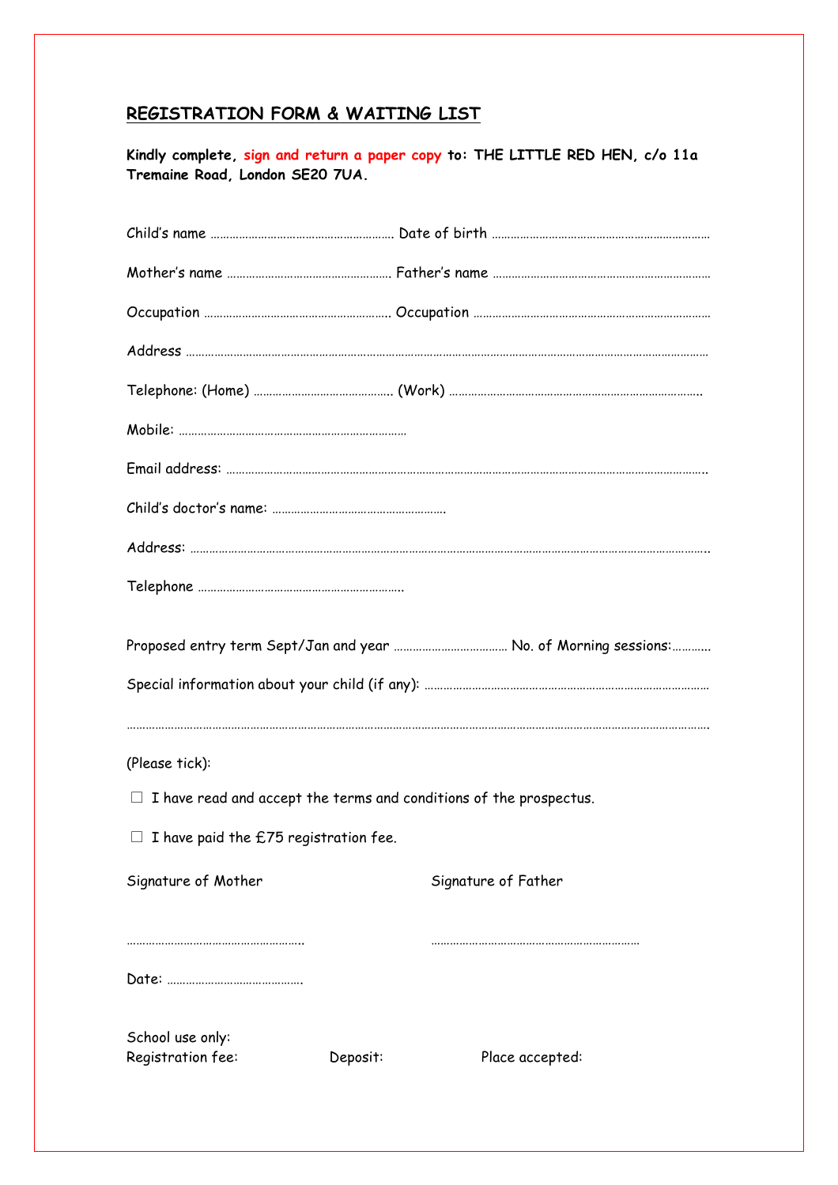## REGISTRATION FORM & WAITING LIST

**Kindly complete, sign and return a paper copy to: THE LITTLE RED HEN, c/o 11a Tremaine Road, London SE20 7UA.**

Child's name ………………………………………………. Date of birth …………………………………………………………

Mother's name ………………………………………….. Father's name …………………………………………………………

Occupation ………………………………………………. Occupation ………………………………………………………………

Address ……………………………………………………………………………………………………………………………………………

Telephone: (Home) ………………………………….. (Work) ……………………………………………………………………..

Mobile: ……………………………………………………………

Email address: ……………………………………………………………………………………………………………………………..

Child's doctor's name: ……………………………………………….

Address: ……………………………………………………………………………………………………………………………………………..

Telephone ……………………………………………………..

Proposed entry term Sept/Jan and year ……………………………… No. of Morning sessions:………..

Special information about your child (if any): ………………………………………………………………………………

………………………………………………………………………………………………………………………………………………………………

(Please tick):

☐ I have read and accept the terms and conditions of the prospectus.

☐ I have paid the £75 registration fee.

Signature of Mother ……………………………………………..

Signature of Father …………………………………………………………

Date: …………………………………….

School use only:

Registration fee: Deposit: Place accepted: